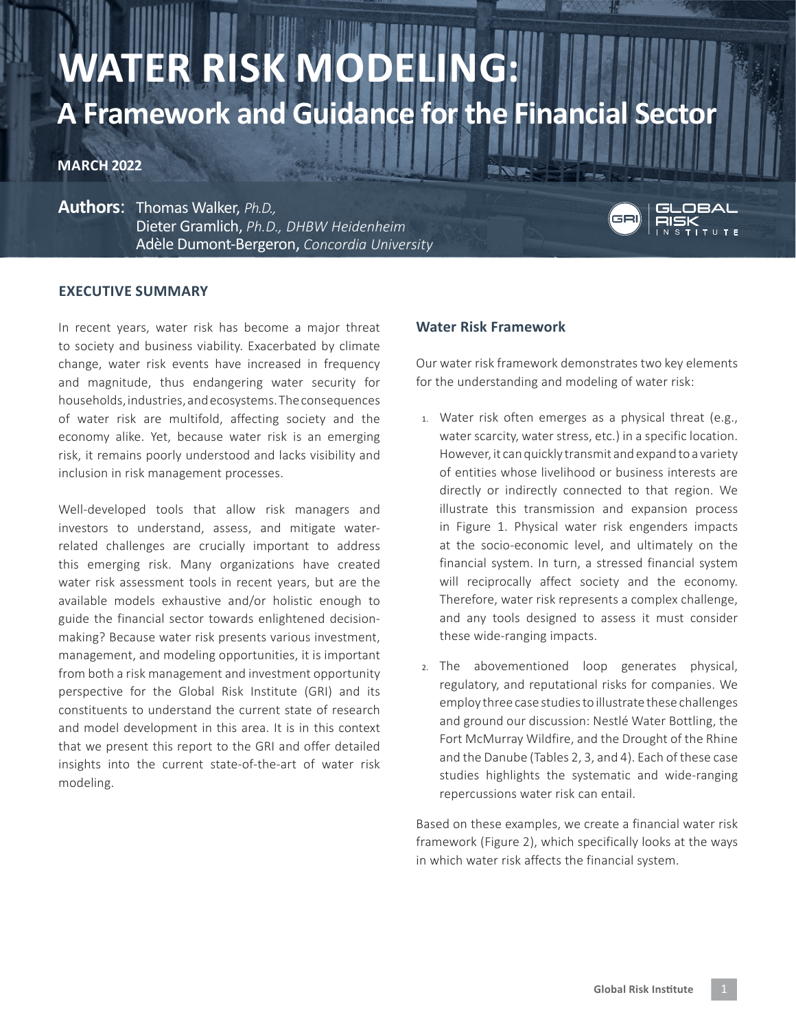# WATER RISK MODELING:

## A Framework and Guidance for the Financial Sector

**MARCH 2022**

**Authors**: Thomas Walker, *Ph.D.,*
Dieter Gramlich, *Ph.D., DHBW Heidenheim*
Adèle Dumont-Bergeron, *Concordia University*

### EXECUTIVE SUMMARY

In recent years, water risk has become a major threat to society and business viability. Exacerbated by climate change, water risk events have increased in frequency and magnitude, thus endangering water security for households, industries, and ecosystems. The consequences of water risk are multifold, affecting society and the economy alike. Yet, because water risk is an emerging risk, it remains poorly understood and lacks visibility and inclusion in risk management processes.

Well-developed tools that allow risk managers and investors to understand, assess, and mitigate water-related challenges are crucially important to address this emerging risk. Many organizations have created water risk assessment tools in recent years, but are the available models exhaustive and/or holistic enough to guide the financial sector towards enlightened decision-making? Because water risk presents various investment, management, and modeling opportunities, it is important from both a risk management and investment opportunity perspective for the Global Risk Institute (GRI) and its constituents to understand the current state of research and model development in this area. It is in this context that we present this report to the GRI and offer detailed insights into the current state-of-the-art of water risk modeling.

#### Water Risk Framework

Our water risk framework demonstrates two key elements for the understanding and modeling of water risk:

1. Water risk often emerges as a physical threat (e.g., water scarcity, water stress, etc.) in a specific location. However, it can quickly transmit and expand to a variety of entities whose livelihood or business interests are directly or indirectly connected to that region. We illustrate this transmission and expansion process in Figure 1. Physical water risk engenders impacts at the socio-economic level, and ultimately on the financial system. In turn, a stressed financial system will reciprocally affect society and the economy. Therefore, water risk represents a complex challenge, and any tools designed to assess it must consider these wide-ranging impacts.
2. The abovementioned loop generates physical, regulatory, and reputational risks for companies. We employ three case studies to illustrate these challenges and ground our discussion: Nestlé Water Bottling, the Fort McMurray Wildfire, and the Drought of the Rhine and the Danube (Tables 2, 3, and 4). Each of these case studies highlights the systematic and wide-ranging repercussions water risk can entail.

Based on these examples, we create a financial water risk framework (Figure 2), which specifically looks at the ways in which water risk affects the financial system.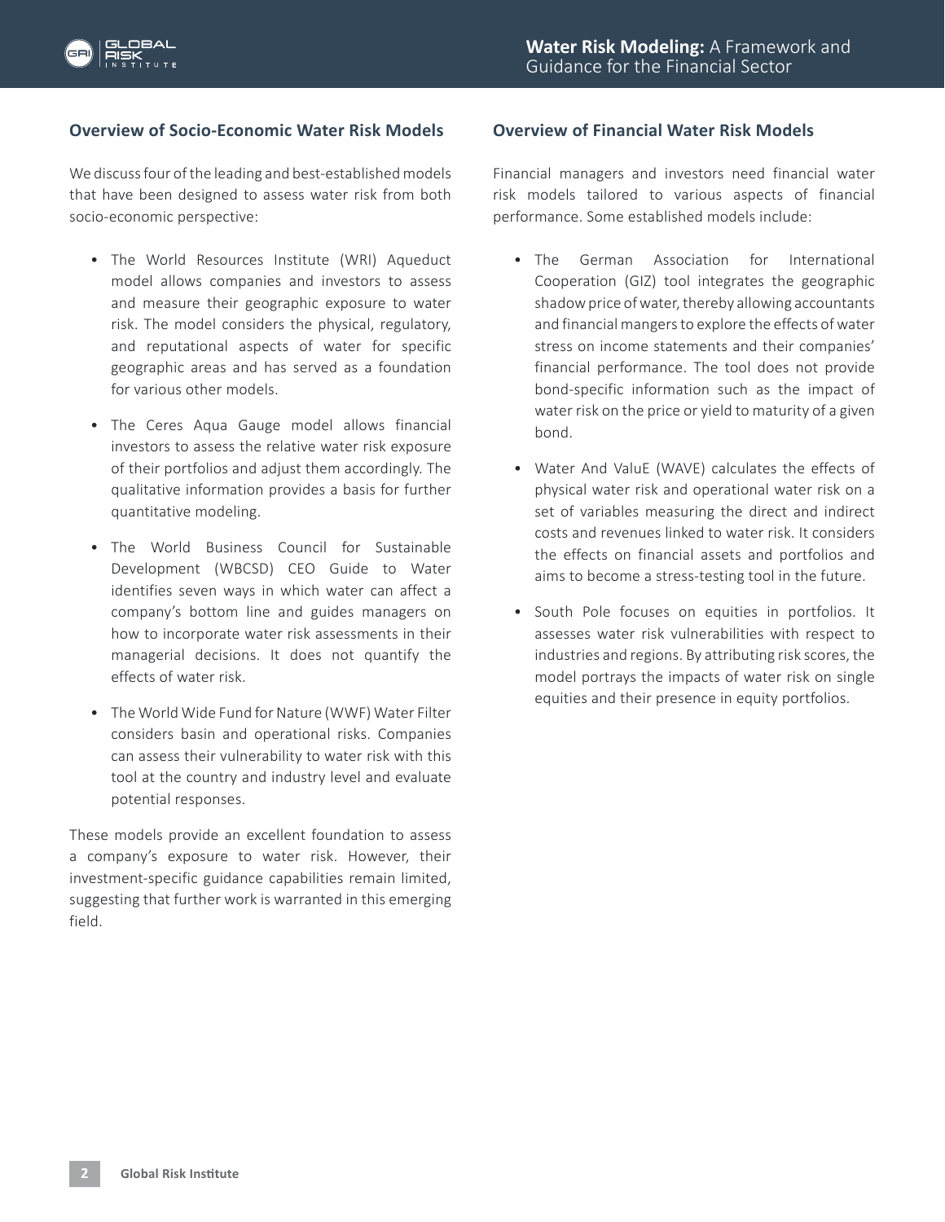## Overview of Socio-Economic Water Risk Models

We discuss four of the leading and best-established models that have been designed to assess water risk from both socio-economic perspective:

- The World Resources Institute (WRI) Aqueduct model allows companies and investors to assess and measure their geographic exposure to water risk. The model considers the physical, regulatory, and reputational aspects of water for specific geographic areas and has served as a foundation for various other models.
- The Ceres Aqua Gauge model allows financial investors to assess the relative water risk exposure of their portfolios and adjust them accordingly. The qualitative information provides a basis for further quantitative modeling.
- The World Business Council for Sustainable Development (WBCSD) CEO Guide to Water identifies seven ways in which water can affect a company's bottom line and guides managers on how to incorporate water risk assessments in their managerial decisions. It does not quantify the effects of water risk.
- The World Wide Fund for Nature (WWF) Water Filter considers basin and operational risks. Companies can assess their vulnerability to water risk with this tool at the country and industry level and evaluate potential responses.

These models provide an excellent foundation to assess a company's exposure to water risk. However, their investment-specific guidance capabilities remain limited, suggesting that further work is warranted in this emerging field.

## Overview of Financial Water Risk Models

Financial managers and investors need financial water risk models tailored to various aspects of financial performance. Some established models include:

- The German Association for International Cooperation (GIZ) tool integrates the geographic shadow price of water, thereby allowing accountants and financial mangers to explore the effects of water stress on income statements and their companies' financial performance. The tool does not provide bond-specific information such as the impact of water risk on the price or yield to maturity of a given bond.
- Water And ValuE (WAVE) calculates the effects of physical water risk and operational water risk on a set of variables measuring the direct and indirect costs and revenues linked to water risk. It considers the effects on financial assets and portfolios and aims to become a stress-testing tool in the future.
- South Pole focuses on equities in portfolios. It assesses water risk vulnerabilities with respect to industries and regions. By attributing risk scores, the model portrays the impacts of water risk on single equities and their presence in equity portfolios.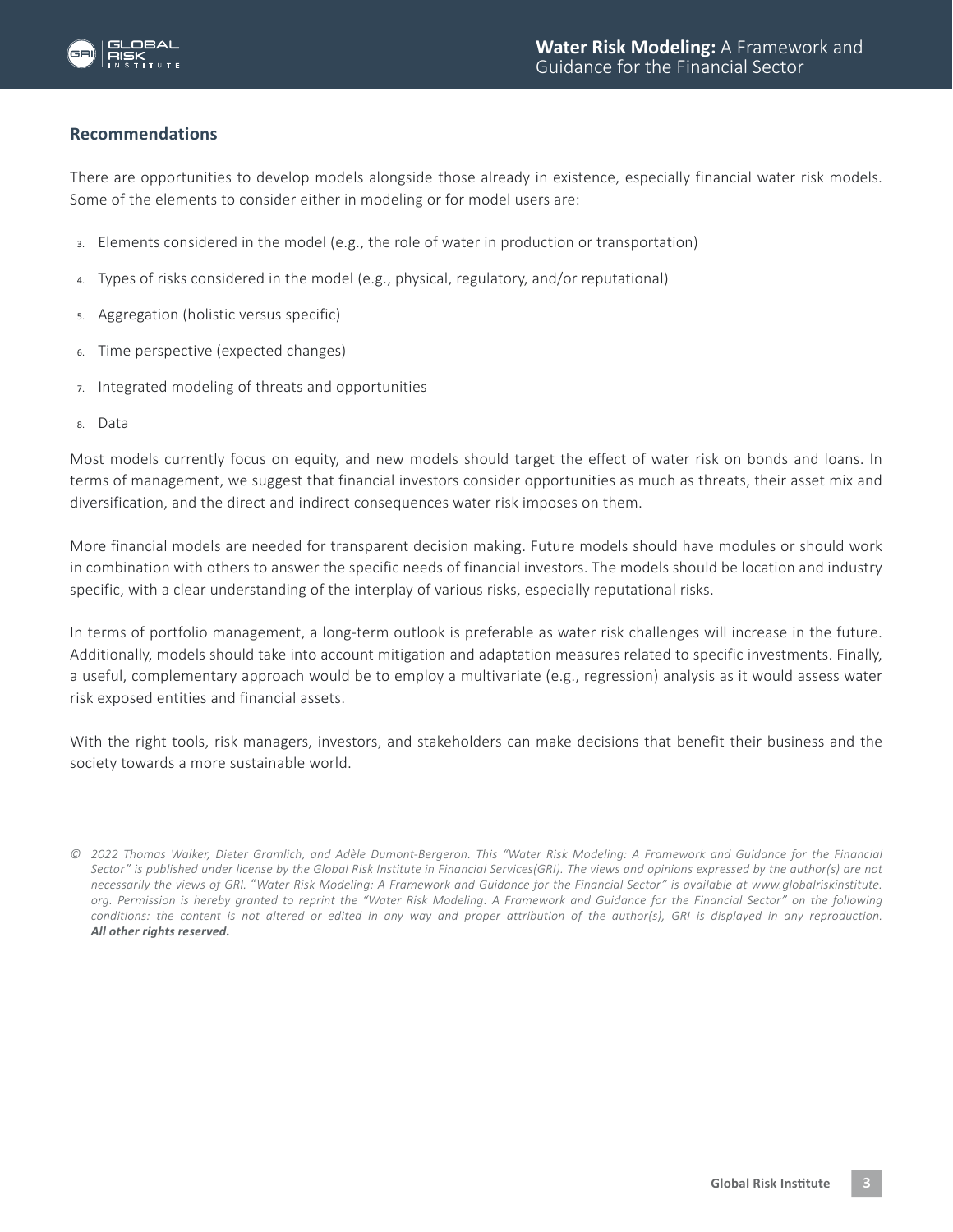## Recommendations

There are opportunities to develop models alongside those already in existence, especially financial water risk models. Some of the elements to consider either in modeling or for model users are:

3. Elements considered in the model (e.g., the role of water in production or transportation)
4. Types of risks considered in the model (e.g., physical, regulatory, and/or reputational)
5. Aggregation (holistic versus specific)
6. Time perspective (expected changes)
7. Integrated modeling of threats and opportunities
8. Data

Most models currently focus on equity, and new models should target the effect of water risk on bonds and loans. In terms of management, we suggest that financial investors consider opportunities as much as threats, their asset mix and diversification, and the direct and indirect consequences water risk imposes on them.

More financial models are needed for transparent decision making. Future models should have modules or should work in combination with others to answer the specific needs of financial investors. The models should be location and industry specific, with a clear understanding of the interplay of various risks, especially reputational risks.

In terms of portfolio management, a long-term outlook is preferable as water risk challenges will increase in the future. Additionally, models should take into account mitigation and adaptation measures related to specific investments. Finally, a useful, complementary approach would be to employ a multivariate (e.g., regression) analysis as it would assess water risk exposed entities and financial assets.

With the right tools, risk managers, investors, and stakeholders can make decisions that benefit their business and the society towards a more sustainable world.

*© 2022 Thomas Walker, Dieter Gramlich, and Adèle Dumont-Bergeron. This "Water Risk Modeling: A Framework and Guidance for the Financial Sector" is published under license by the Global Risk Institute in Financial Services(GRI). The views and opinions expressed by the author(s) are not necessarily the views of GRI. "Water Risk Modeling: A Framework and Guidance for the Financial Sector" is available at www.globalriskinstitute.org. Permission is hereby granted to reprint the "Water Risk Modeling: A Framework and Guidance for the Financial Sector" on the following conditions: the content is not altered or edited in any way and proper attribution of the author(s), GRI is displayed in any reproduction.* ***All other rights reserved.***